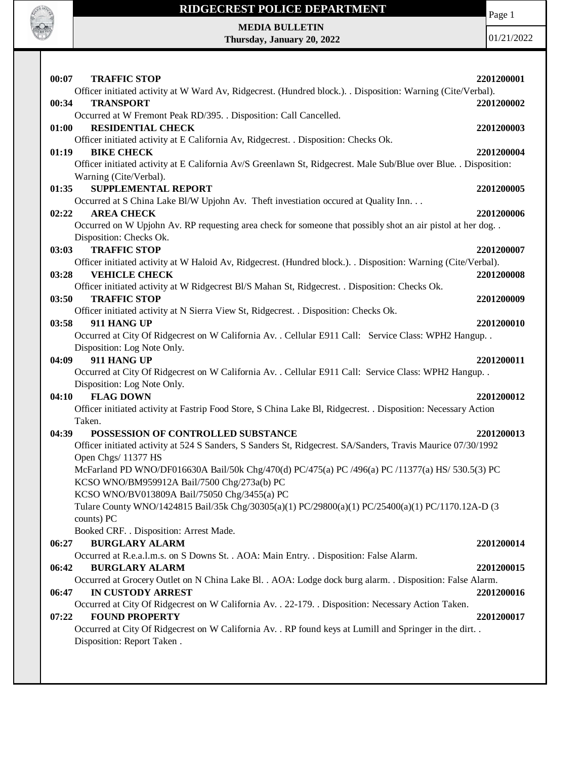# RIDGECREST POLICE DEPARTMENT

**MEDIA BULLETIN**
**Thursday, January 20, 2022**

01/21/2022

**00:07 TRAFFIC STOP** **2201200001**
Officer initiated activity at W Ward Av, Ridgecrest. (Hundred block.). . Disposition: Warning (Cite/Verbal).

**00:34 TRANSPORT** **2201200002**
Occurred at W Fremont Peak RD/395. . Disposition: Call Cancelled.

**01:00 RESIDENTIAL CHECK** **2201200003**
Officer initiated activity at E California Av, Ridgecrest. . Disposition: Checks Ok.

**01:19 BIKE CHECK** **2201200004**
Officer initiated activity at E California Av/S Greenlawn St, Ridgecrest. Male Sub/Blue over Blue. . Disposition: Warning (Cite/Verbal).

**01:35 SUPPLEMENTAL REPORT** **2201200005**
Occurred at S China Lake Bl/W Upjohn Av. Theft investiation occured at Quality Inn. . .

**02:22 AREA CHECK** **2201200006**
Occurred on W Upjohn Av. RP requesting area check for someone that possibly shot an air pistol at her dog. . Disposition: Checks Ok.

**03:03 TRAFFIC STOP** **2201200007**
Officer initiated activity at W Haloid Av, Ridgecrest. (Hundred block.). . Disposition: Warning (Cite/Verbal).

**03:28 VEHICLE CHECK** **2201200008**
Officer initiated activity at W Ridgecrest Bl/S Mahan St, Ridgecrest. . Disposition: Checks Ok.

**03:50 TRAFFIC STOP** **2201200009**
Officer initiated activity at N Sierra View St, Ridgecrest. . Disposition: Checks Ok.

**03:58 911 HANG UP** **2201200010**
Occurred at City Of Ridgecrest on W California Av. . Cellular E911 Call: Service Class: WPH2 Hangup. . Disposition: Log Note Only.

**04:09 911 HANG UP** **2201200011**
Occurred at City Of Ridgecrest on W California Av. . Cellular E911 Call: Service Class: WPH2 Hangup. . Disposition: Log Note Only.

**04:10 FLAG DOWN** **2201200012**
Officer initiated activity at Fastrip Food Store, S China Lake Bl, Ridgecrest. . Disposition: Necessary Action Taken.

**04:39 POSSESSION OF CONTROLLED SUBSTANCE** **2201200013**
Officer initiated activity at 524 S Sanders, S Sanders St, Ridgecrest. SA/Sanders, Travis Maurice 07/30/1992
Open Chgs/ 11377 HS
McFarland PD WNO/DF016630A Bail/50k Chg/470(d) PC/475(a) PC /496(a) PC /11377(a) HS/ 530.5(3) PC
KCSO WNO/BM959912A Bail/7500 Chg/273a(b) PC
KCSO WNO/BV013809A Bail/75050 Chg/3455(a) PC
Tulare County WNO/1424815 Bail/35k Chg/30305(a)(1) PC/29800(a)(1) PC/25400(a)(1) PC/1170.12A-D (3 counts) PC
Booked CRF. . Disposition: Arrest Made.

**06:27 BURGLARY ALARM** **2201200014**
Occurred at R.e.a.l.m.s. on S Downs St. . AOA: Main Entry. . Disposition: False Alarm.

**06:42 BURGLARY ALARM** **2201200015**
Occurred at Grocery Outlet on N China Lake Bl. . AOA: Lodge dock burg alarm. . Disposition: False Alarm.

**06:47 IN CUSTODY ARREST** **2201200016**
Occurred at City Of Ridgecrest on W California Av. . 22-179. . Disposition: Necessary Action Taken.

**07:22 FOUND PROPERTY** **2201200017**
Occurred at City Of Ridgecrest on W California Av. . RP found keys at Lumill and Springer in the dirt. . Disposition: Report Taken .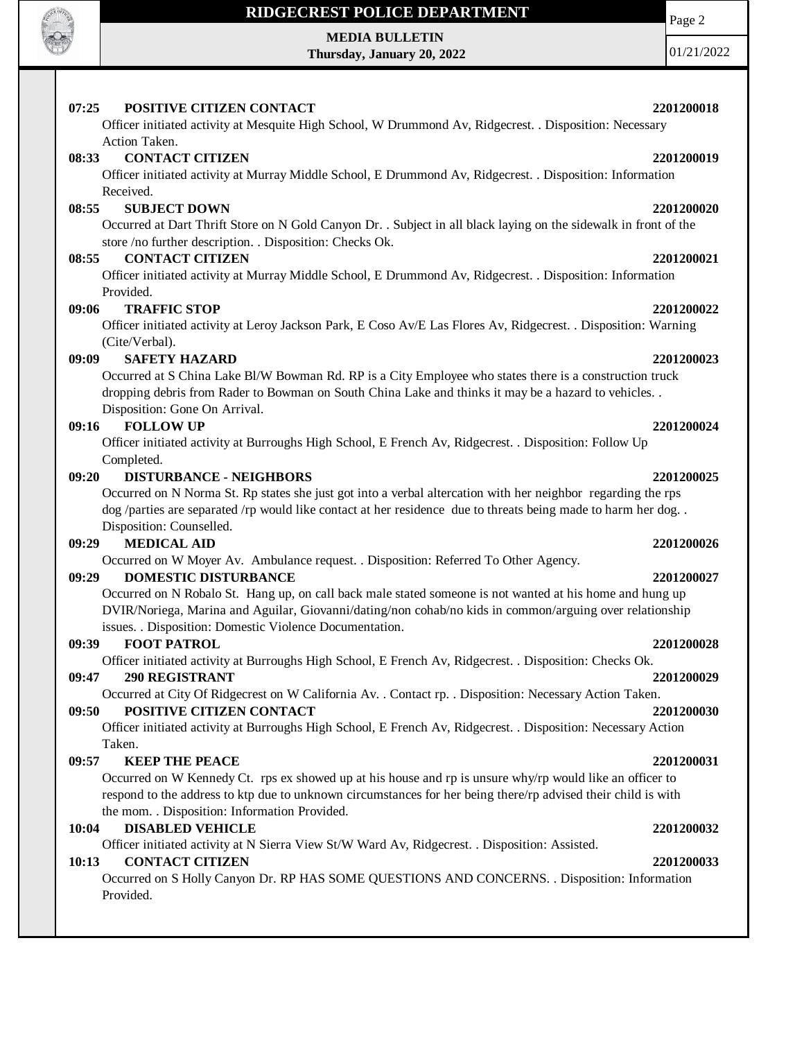**07:25 POSITIVE CITIZEN CONTACT 2201200018**

Officer initiated activity at Mesquite High School, W Drummond Av, Ridgecrest. . Disposition: Necessary Action Taken.

**08:33 CONTACT CITIZEN 2201200019**

Officer initiated activity at Murray Middle School, E Drummond Av, Ridgecrest. . Disposition: Information Received.

**08:55 SUBJECT DOWN 2201200020**

Occurred at Dart Thrift Store on N Gold Canyon Dr. . Subject in all black laying on the sidewalk in front of the store /no further description. . Disposition: Checks Ok.

**08:55 CONTACT CITIZEN 2201200021**

Officer initiated activity at Murray Middle School, E Drummond Av, Ridgecrest. . Disposition: Information Provided.

**09:06 TRAFFIC STOP 2201200022**

Officer initiated activity at Leroy Jackson Park, E Coso Av/E Las Flores Av, Ridgecrest. . Disposition: Warning (Cite/Verbal).

**09:09 SAFETY HAZARD 2201200023**

Occurred at S China Lake Bl/W Bowman Rd. RP is a City Employee who states there is a construction truck dropping debris from Rader to Bowman on South China Lake and thinks it may be a hazard to vehicles. . Disposition: Gone On Arrival.

**09:16 FOLLOW UP 2201200024**

Officer initiated activity at Burroughs High School, E French Av, Ridgecrest. . Disposition: Follow Up Completed.

**09:20 DISTURBANCE - NEIGHBORS 2201200025**

Occurred on N Norma St. Rp states she just got into a verbal altercation with her neighbor regarding the rps dog /parties are separated /rp would like contact at her residence due to threats being made to harm her dog. . Disposition: Counselled.

**09:29 MEDICAL AID 2201200026**

Occurred on W Moyer Av. Ambulance request. . Disposition: Referred To Other Agency.

**09:29 DOMESTIC DISTURBANCE 2201200027**

Occurred on N Robalo St. Hang up, on call back male stated someone is not wanted at his home and hung up DVIR/Noriega, Marina and Aguilar, Giovanni/dating/non cohab/no kids in common/arguing over relationship issues. . Disposition: Domestic Violence Documentation.

**09:39 FOOT PATROL 2201200028**

Officer initiated activity at Burroughs High School, E French Av, Ridgecrest. . Disposition: Checks Ok.

**09:47 290 REGISTRANT 2201200029**

Occurred at City Of Ridgecrest on W California Av. . Contact rp. . Disposition: Necessary Action Taken.

**09:50 POSITIVE CITIZEN CONTACT 2201200030**

Officer initiated activity at Burroughs High School, E French Av, Ridgecrest. . Disposition: Necessary Action Taken.

**09:57 KEEP THE PEACE 2201200031**

Occurred on W Kennedy Ct. rps ex showed up at his house and rp is unsure why/rp would like an officer to respond to the address to ktp due to unknown circumstances for her being there/rp advised their child is with the mom. . Disposition: Information Provided.

**10:04 DISABLED VEHICLE 2201200032**

Officer initiated activity at N Sierra View St/W Ward Av, Ridgecrest. . Disposition: Assisted.

**10:13 CONTACT CITIZEN 2201200033**

Occurred on S Holly Canyon Dr. RP HAS SOME QUESTIONS AND CONCERNS. . Disposition: Information Provided.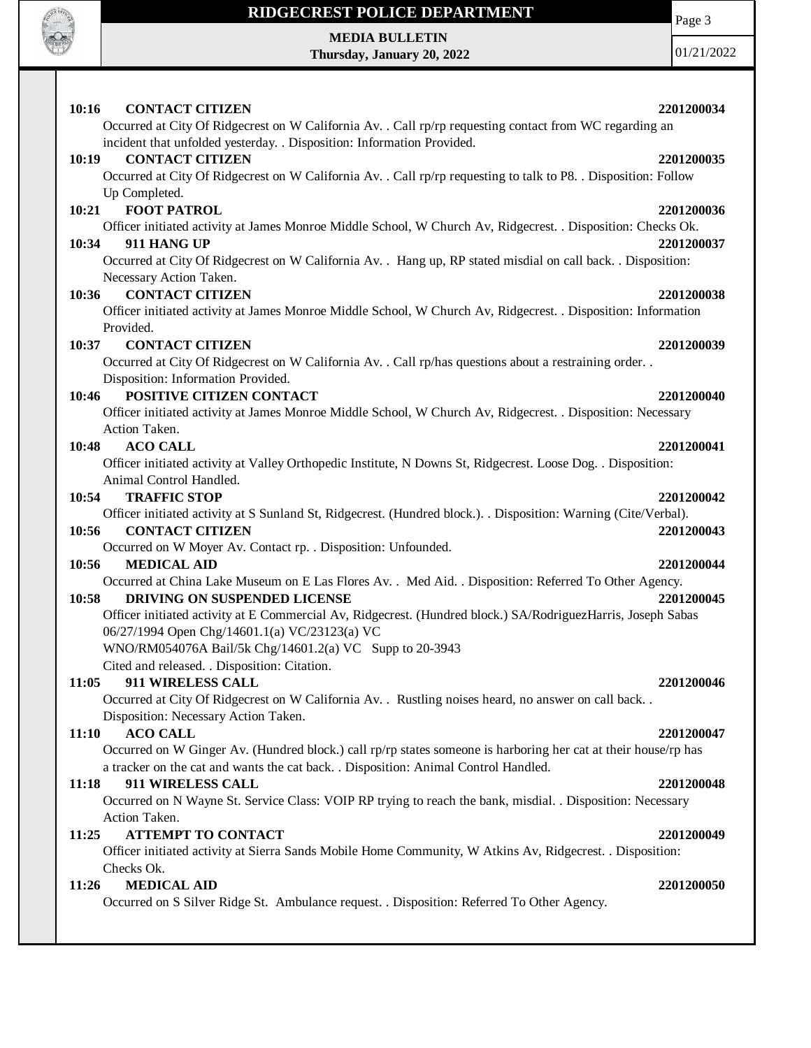**10:16 CONTACT CITIZEN** **2201200034**

Occurred at City Of Ridgecrest on W California Av. . Call rp/rp requesting contact from WC regarding an incident that unfolded yesterday. . Disposition: Information Provided.

**10:19 CONTACT CITIZEN** **2201200035**

Occurred at City Of Ridgecrest on W California Av. . Call rp/rp requesting to talk to P8. . Disposition: Follow Up Completed.

**10:21 FOOT PATROL** **2201200036**

Officer initiated activity at James Monroe Middle School, W Church Av, Ridgecrest. . Disposition: Checks Ok.

**10:34 911 HANG UP** **2201200037**

Occurred at City Of Ridgecrest on W California Av. . Hang up, RP stated misdial on call back. . Disposition: Necessary Action Taken.

**10:36 CONTACT CITIZEN** **2201200038**

Officer initiated activity at James Monroe Middle School, W Church Av, Ridgecrest. . Disposition: Information Provided.

**10:37 CONTACT CITIZEN** **2201200039**

Occurred at City Of Ridgecrest on W California Av. . Call rp/has questions about a restraining order. . Disposition: Information Provided.

**10:46 POSITIVE CITIZEN CONTACT** **2201200040**

Officer initiated activity at James Monroe Middle School, W Church Av, Ridgecrest. . Disposition: Necessary Action Taken.

**10:48 ACO CALL** **2201200041**

Officer initiated activity at Valley Orthopedic Institute, N Downs St, Ridgecrest. Loose Dog. . Disposition: Animal Control Handled.

**10:54 TRAFFIC STOP** **2201200042**

Officer initiated activity at S Sunland St, Ridgecrest. (Hundred block.). . Disposition: Warning (Cite/Verbal).

**10:56 CONTACT CITIZEN** **2201200043**

Occurred on W Moyer Av. Contact rp. . Disposition: Unfounded.

**10:56 MEDICAL AID** **2201200044**

Occurred at China Lake Museum on E Las Flores Av. . Med Aid. . Disposition: Referred To Other Agency.

**10:58 DRIVING ON SUSPENDED LICENSE** **2201200045**

Officer initiated activity at E Commercial Av, Ridgecrest. (Hundred block.) SA/RodriguezHarris, Joseph Sabas 06/27/1994 Open Chg/14601.1(a) VC/23123(a) VC
WNO/RM054076A Bail/5k Chg/14601.2(a) VC Supp to 20-3943
Cited and released. . Disposition: Citation.

**11:05 911 WIRELESS CALL** **2201200046**

Occurred at City Of Ridgecrest on W California Av. . Rustling noises heard, no answer on call back. . Disposition: Necessary Action Taken.

**11:10 ACO CALL** **2201200047**

Occurred on W Ginger Av. (Hundred block.) call rp/rp states someone is harboring her cat at their house/rp has a tracker on the cat and wants the cat back. . Disposition: Animal Control Handled.

**11:18 911 WIRELESS CALL** **2201200048**

Occurred on N Wayne St. Service Class: VOIP RP trying to reach the bank, misdial. . Disposition: Necessary Action Taken.

**11:25 ATTEMPT TO CONTACT** **2201200049**

Officer initiated activity at Sierra Sands Mobile Home Community, W Atkins Av, Ridgecrest. . Disposition: Checks Ok.

**11:26 MEDICAL AID** **2201200050**

Occurred on S Silver Ridge St. Ambulance request. . Disposition: Referred To Other Agency.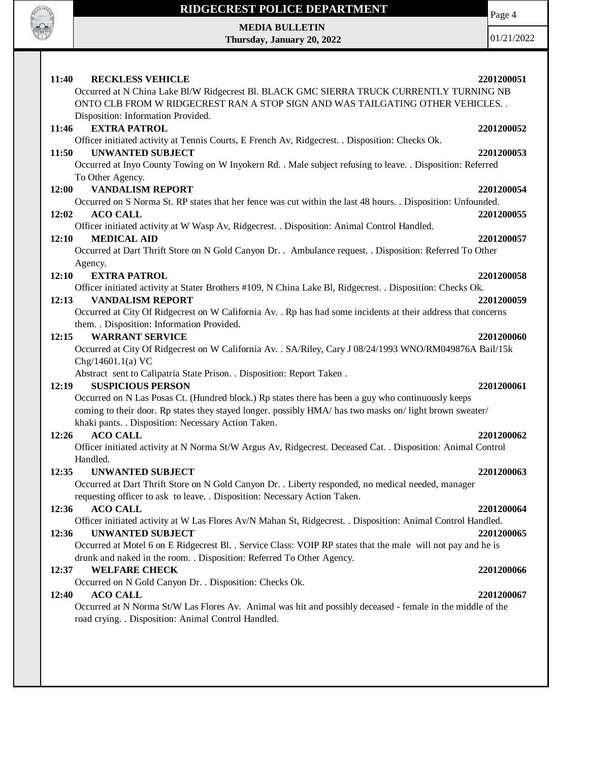**11:40 RECKLESS VEHICLE 2201200051**

Occurred at N China Lake Bl/W Ridgecrest Bl. BLACK GMC SIERRA TRUCK CURRENTLY TURNING NB ONTO CLB FROM W RIDGECREST RAN A STOP SIGN AND WAS TAILGATING OTHER VEHICLES. . Disposition: Information Provided.

**11:46 EXTRA PATROL 2201200052**

Officer initiated activity at Tennis Courts, E French Av, Ridgecrest. . Disposition: Checks Ok.

**11:50 UNWANTED SUBJECT 2201200053**

Occurred at Inyo County Towing on W Inyokern Rd. . Male subject refusing to leave. . Disposition: Referred To Other Agency.

**12:00 VANDALISM REPORT 2201200054**

Occurred on S Norma St. RP states that her fence was cut within the last 48 hours. . Disposition: Unfounded.

**12:02 ACO CALL 2201200055**

Officer initiated activity at W Wasp Av, Ridgecrest. . Disposition: Animal Control Handled.

**12:10 MEDICAL AID 2201200057**

Occurred at Dart Thrift Store on N Gold Canyon Dr. . Ambulance request. . Disposition: Referred To Other Agency.

**12:10 EXTRA PATROL 2201200058**

Officer initiated activity at Stater Brothers #109, N China Lake Bl, Ridgecrest. . Disposition: Checks Ok.

**12:13 VANDALISM REPORT 2201200059**

Occurred at City Of Ridgecrest on W California Av. . Rp has had some incidents at their address that concerns them. . Disposition: Information Provided.

**12:15 WARRANT SERVICE 2201200060**

Occurred at City Of Ridgecrest on W California Av. . SA/Riley, Cary J 08/24/1993 WNO/RM049876A Bail/15k Chg/14601.1(a) VC

Abstract sent to Calipatria State Prison. . Disposition: Report Taken .

**12:19 SUSPICIOUS PERSON 2201200061**

Occurred on N Las Posas Ct. (Hundred block.) Rp states there has been a guy who continuously keeps coming to their door. Rp states they stayed longer. possibly HMA/ has two masks on/ light brown sweater/ khaki pants. . Disposition: Necessary Action Taken.

**12:26 ACO CALL 2201200062**

Officer initiated activity at N Norma St/W Argus Av, Ridgecrest. Deceased Cat. . Disposition: Animal Control Handled.

**12:35 UNWANTED SUBJECT 2201200063**

Occurred at Dart Thrift Store on N Gold Canyon Dr. . Liberty responded, no medical needed, manager requesting officer to ask to leave. . Disposition: Necessary Action Taken.

**12:36 ACO CALL 2201200064**

Officer initiated activity at W Las Flores Av/N Mahan St, Ridgecrest. . Disposition: Animal Control Handled.

**12:36 UNWANTED SUBJECT 2201200065**

Occurred at Motel 6 on E Ridgecrest Bl. . Service Class: VOIP RP states that the male will not pay and he is drunk and naked in the room. . Disposition: Referred To Other Agency.

**12:37 WELFARE CHECK 2201200066**

Occurred on N Gold Canyon Dr. . Disposition: Checks Ok.

**12:40 ACO CALL 2201200067**

Occurred at N Norma St/W Las Flores Av. Animal was hit and possibly deceased - female in the middle of the road crying. . Disposition: Animal Control Handled.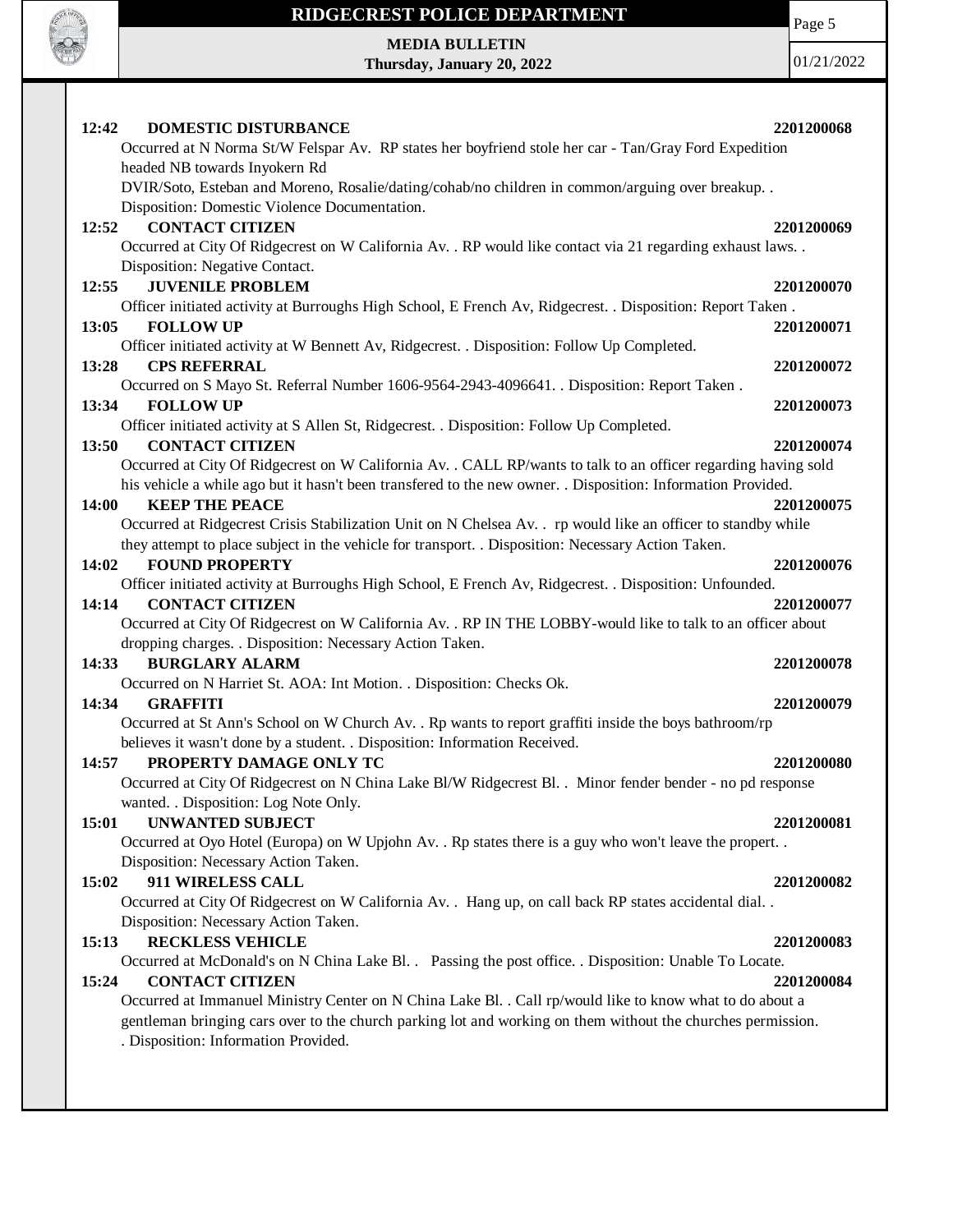**12:42 DOMESTIC DISTURBANCE** **2201200068**

Occurred at N Norma St/W Felspar Av. RP states her boyfriend stole her car - Tan/Gray Ford Expedition headed NB towards Inyokern Rd

DVIR/Soto, Esteban and Moreno, Rosalie/dating/cohab/no children in common/arguing over breakup. . Disposition: Domestic Violence Documentation.

**12:52 CONTACT CITIZEN** **2201200069**

Occurred at City Of Ridgecrest on W California Av. . RP would like contact via 21 regarding exhaust laws. . Disposition: Negative Contact.

**12:55 JUVENILE PROBLEM** **2201200070**

Officer initiated activity at Burroughs High School, E French Av, Ridgecrest. . Disposition: Report Taken .

**13:05 FOLLOW UP** **2201200071**

Officer initiated activity at W Bennett Av, Ridgecrest. . Disposition: Follow Up Completed.

**13:28 CPS REFERRAL** **2201200072**

Occurred on S Mayo St. Referral Number 1606-9564-2943-4096641. . Disposition: Report Taken .

**13:34 FOLLOW UP** **2201200073**

Officer initiated activity at S Allen St, Ridgecrest. . Disposition: Follow Up Completed.

**13:50 CONTACT CITIZEN** **2201200074**

Occurred at City Of Ridgecrest on W California Av. . CALL RP/wants to talk to an officer regarding having sold his vehicle a while ago but it hasn't been transfered to the new owner. . Disposition: Information Provided.

**14:00 KEEP THE PEACE** **2201200075**

Occurred at Ridgecrest Crisis Stabilization Unit on N Chelsea Av. . rp would like an officer to standby while they attempt to place subject in the vehicle for transport. . Disposition: Necessary Action Taken.

**14:02 FOUND PROPERTY** **2201200076**

Officer initiated activity at Burroughs High School, E French Av, Ridgecrest. . Disposition: Unfounded.

**14:14 CONTACT CITIZEN** **2201200077**

Occurred at City Of Ridgecrest on W California Av. . RP IN THE LOBBY-would like to talk to an officer about dropping charges. . Disposition: Necessary Action Taken.

**14:33 BURGLARY ALARM** **2201200078**

Occurred on N Harriet St. AOA: Int Motion. . Disposition: Checks Ok.

**14:34 GRAFFITI** **2201200079**

Occurred at St Ann's School on W Church Av. . Rp wants to report graffiti inside the boys bathroom/rp believes it wasn't done by a student. . Disposition: Information Received.

**14:57 PROPERTY DAMAGE ONLY TC** **2201200080**

Occurred at City Of Ridgecrest on N China Lake Bl/W Ridgecrest Bl. . Minor fender bender - no pd response wanted. . Disposition: Log Note Only.

**15:01 UNWANTED SUBJECT** **2201200081**

Occurred at Oyo Hotel (Europa) on W Upjohn Av. . Rp states there is a guy who won't leave the propert. . Disposition: Necessary Action Taken.

**15:02 911 WIRELESS CALL** **2201200082**

Occurred at City Of Ridgecrest on W California Av. . Hang up, on call back RP states accidental dial. . Disposition: Necessary Action Taken.

**15:13 RECKLESS VEHICLE** **2201200083**

Occurred at McDonald's on N China Lake Bl. . Passing the post office. . Disposition: Unable To Locate.

**15:24 CONTACT CITIZEN** **2201200084**

Occurred at Immanuel Ministry Center on N China Lake Bl. . Call rp/would like to know what to do about a gentleman bringing cars over to the church parking lot and working on them without the churches permission. . Disposition: Information Provided.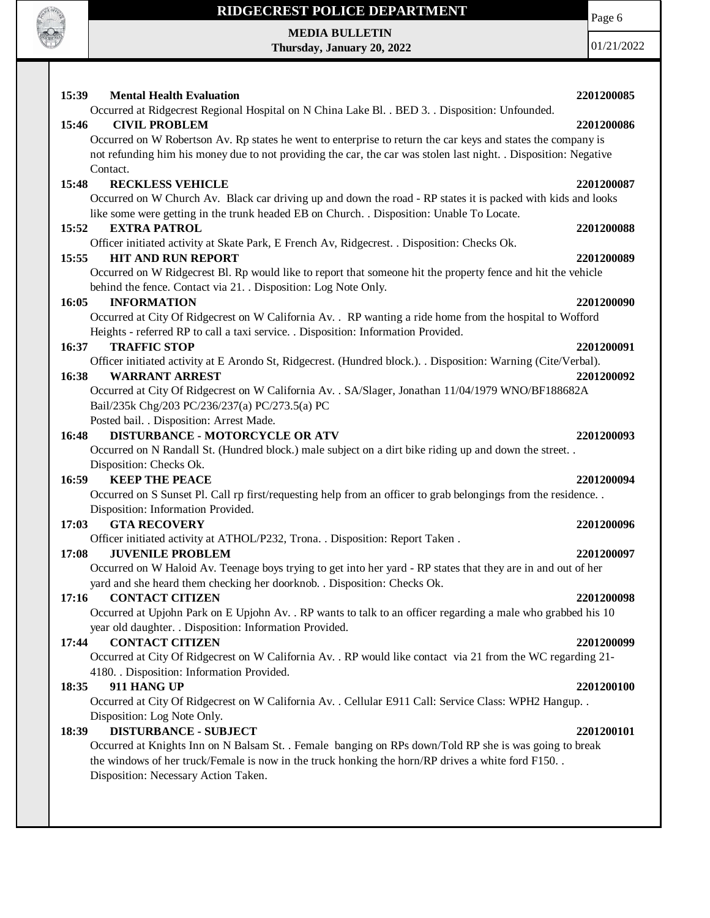**15:39 Mental Health Evaluation** **2201200085**

Occurred at Ridgecrest Regional Hospital on N China Lake Bl. . BED 3. . Disposition: Unfounded.

**15:46 CIVIL PROBLEM** **2201200086**

Occurred on W Robertson Av. Rp states he went to enterprise to return the car keys and states the company is not refunding him his money due to not providing the car, the car was stolen last night. . Disposition: Negative Contact.

**15:48 RECKLESS VEHICLE** **2201200087**

Occurred on W Church Av. Black car driving up and down the road - RP states it is packed with kids and looks like some were getting in the trunk headed EB on Church. . Disposition: Unable To Locate.

**15:52 EXTRA PATROL** **2201200088**

Officer initiated activity at Skate Park, E French Av, Ridgecrest. . Disposition: Checks Ok.

**15:55 HIT AND RUN REPORT** **2201200089**

Occurred on W Ridgecrest Bl. Rp would like to report that someone hit the property fence and hit the vehicle behind the fence. Contact via 21. . Disposition: Log Note Only.

**16:05 INFORMATION** **2201200090**

Occurred at City Of Ridgecrest on W California Av. . RP wanting a ride home from the hospital to Wofford Heights - referred RP to call a taxi service. . Disposition: Information Provided.

**16:37 TRAFFIC STOP** **2201200091**

Officer initiated activity at E Arondo St, Ridgecrest. (Hundred block.). . Disposition: Warning (Cite/Verbal).

**16:38 WARRANT ARREST** **2201200092**

Occurred at City Of Ridgecrest on W California Av. . SA/Slager, Jonathan 11/04/1979 WNO/BF188682A Bail/235k Chg/203 PC/236/237(a) PC/273.5(a) PC
Posted bail. . Disposition: Arrest Made.

**16:48 DISTURBANCE - MOTORCYCLE OR ATV** **2201200093**

Occurred on N Randall St. (Hundred block.) male subject on a dirt bike riding up and down the street. . Disposition: Checks Ok.

**16:59 KEEP THE PEACE** **2201200094**

Occurred on S Sunset Pl. Call rp first/requesting help from an officer to grab belongings from the residence. . Disposition: Information Provided.

**17:03 GTA RECOVERY** **2201200096**

Officer initiated activity at ATHOL/P232, Trona. . Disposition: Report Taken .

**17:08 JUVENILE PROBLEM** **2201200097**

Occurred on W Haloid Av. Teenage boys trying to get into her yard - RP states that they are in and out of her yard and she heard them checking her doorknob. . Disposition: Checks Ok.

**17:16 CONTACT CITIZEN** **2201200098**

Occurred at Upjohn Park on E Upjohn Av. . RP wants to talk to an officer regarding a male who grabbed his 10 year old daughter. . Disposition: Information Provided.

**17:44 CONTACT CITIZEN** **2201200099**

Occurred at City Of Ridgecrest on W California Av. . RP would like contact via 21 from the WC regarding 21-4180. . Disposition: Information Provided.

**18:35 911 HANG UP** **2201200100**

Occurred at City Of Ridgecrest on W California Av. . Cellular E911 Call: Service Class: WPH2 Hangup. . Disposition: Log Note Only.

**18:39 DISTURBANCE - SUBJECT** **2201200101**

Occurred at Knights Inn on N Balsam St. . Female banging on RPs down/Told RP she is was going to break the windows of her truck/Female is now in the truck honking the horn/RP drives a white ford F150. . Disposition: Necessary Action Taken.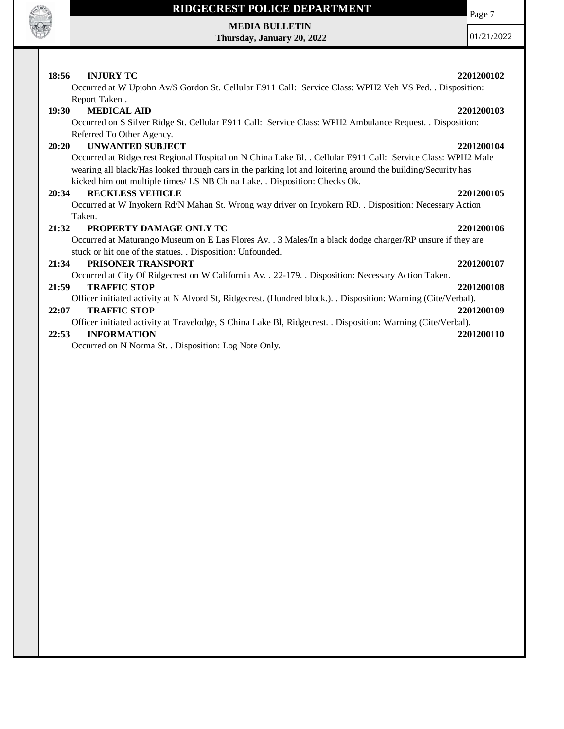**18:56 INJURY TC 2201200102**

Occurred at W Upjohn Av/S Gordon St. Cellular E911 Call: Service Class: WPH2 Veh VS Ped. . Disposition: Report Taken .

**19:30 MEDICAL AID 2201200103**

Occurred on S Silver Ridge St. Cellular E911 Call: Service Class: WPH2 Ambulance Request. . Disposition: Referred To Other Agency.

**20:20 UNWANTED SUBJECT 2201200104**

Occurred at Ridgecrest Regional Hospital on N China Lake Bl. . Cellular E911 Call: Service Class: WPH2 Male wearing all black/Has looked through cars in the parking lot and loitering around the building/Security has kicked him out multiple times/ LS NB China Lake. . Disposition: Checks Ok.

**20:34 RECKLESS VEHICLE 2201200105**

Occurred at W Inyokern Rd/N Mahan St. Wrong way driver on Inyokern RD. . Disposition: Necessary Action Taken.

**21:32 PROPERTY DAMAGE ONLY TC 2201200106**

Occurred at Maturango Museum on E Las Flores Av. . 3 Males/In a black dodge charger/RP unsure if they are stuck or hit one of the statues. . Disposition: Unfounded.

**21:34 PRISONER TRANSPORT 2201200107**

Occurred at City Of Ridgecrest on W California Av. . 22-179. . Disposition: Necessary Action Taken.

**21:59 TRAFFIC STOP 2201200108**

Officer initiated activity at N Alvord St, Ridgecrest. (Hundred block.). . Disposition: Warning (Cite/Verbal).

**22:07 TRAFFIC STOP 2201200109**

Officer initiated activity at Travelodge, S China Lake Bl, Ridgecrest. . Disposition: Warning (Cite/Verbal).

**22:53 INFORMATION 2201200110**

Occurred on N Norma St. . Disposition: Log Note Only.